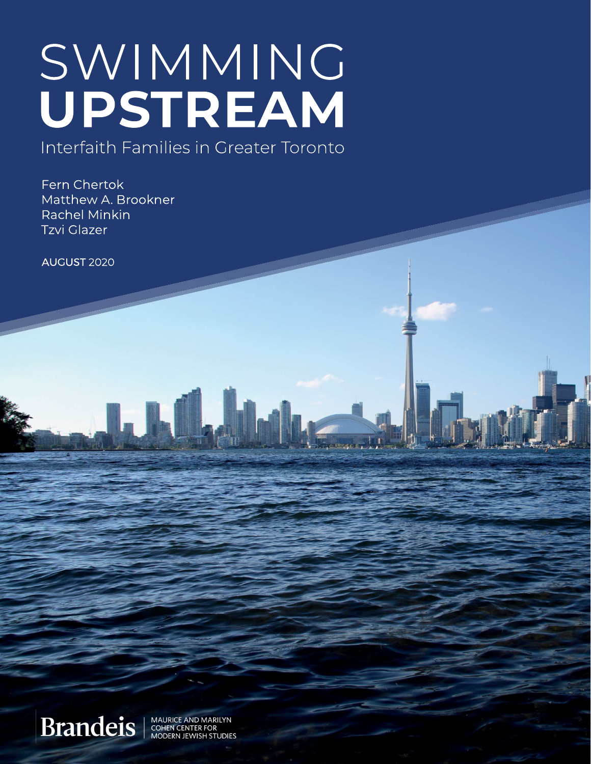# SWIMMING UPSTREAM

## Interfaith Families in Greater Toronto

Fern Chertok
Matthew A. Brookner
Rachel Minkin
Tzvi Glazer

**AUGUST** 2020

Brandeis | MAURICE AND MARILYN COHEN CENTER FOR MODERN JEWISH STUDIES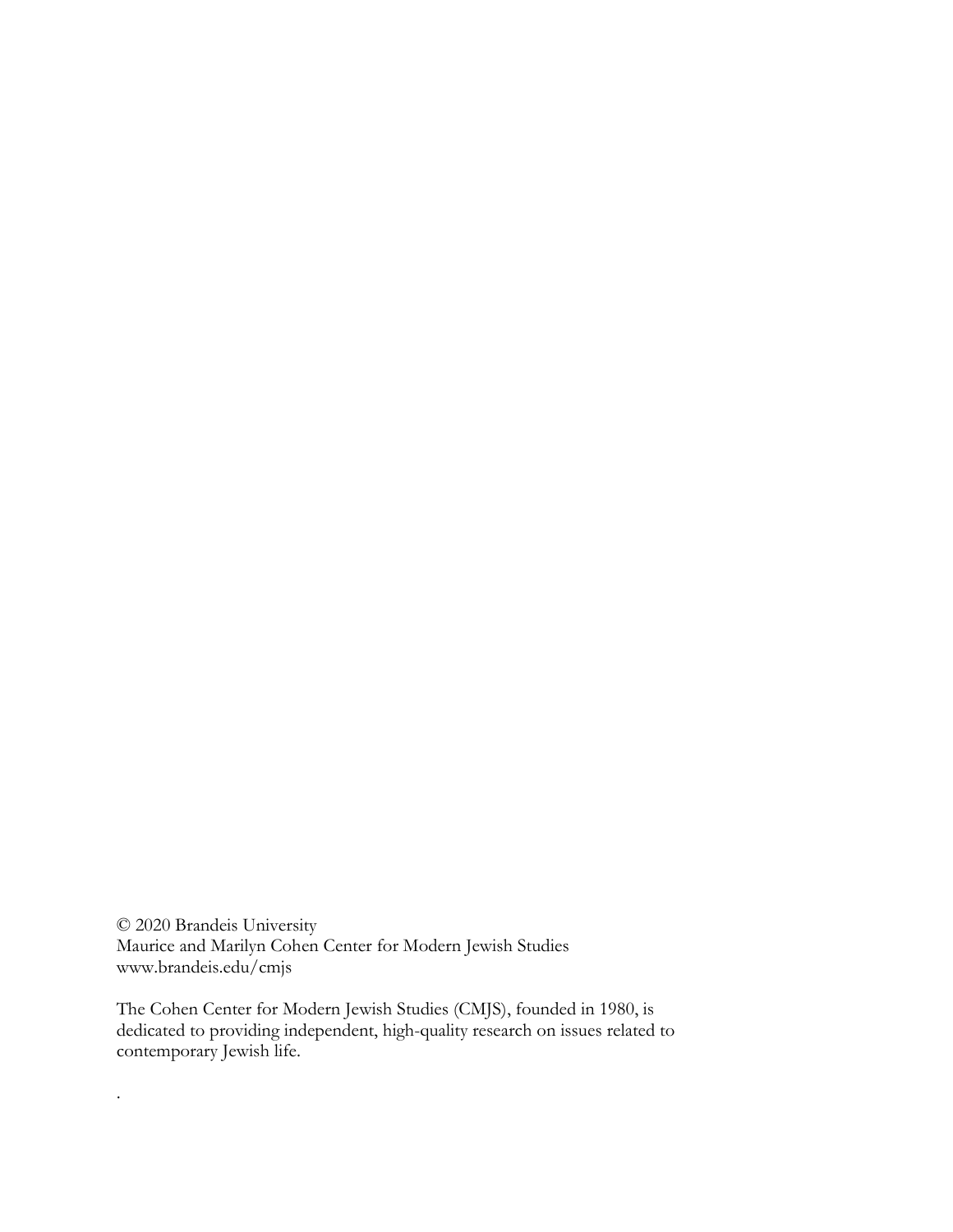© 2020 Brandeis University
Maurice and Marilyn Cohen Center for Modern Jewish Studies
www.brandeis.edu/cmjs

The Cohen Center for Modern Jewish Studies (CMJS), founded in 1980, is dedicated to providing independent, high-quality research on issues related to contemporary Jewish life.

.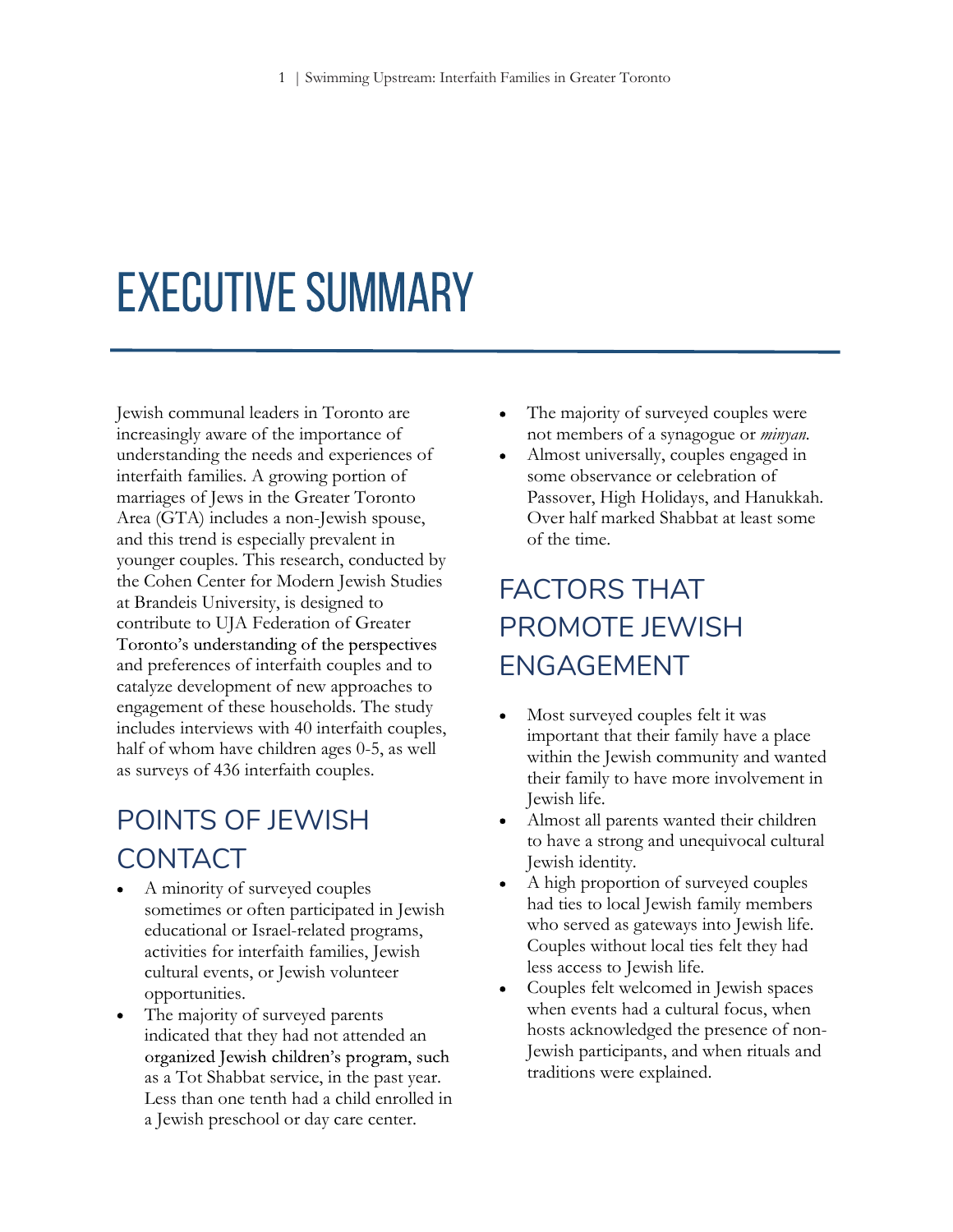# EXECUTIVE SUMMARY

Jewish communal leaders in Toronto are increasingly aware of the importance of understanding the needs and experiences of interfaith families. A growing portion of marriages of Jews in the Greater Toronto Area (GTA) includes a non-Jewish spouse, and this trend is especially prevalent in younger couples. This research, conducted by the Cohen Center for Modern Jewish Studies at Brandeis University, is designed to contribute to UJA Federation of Greater Toronto's understanding of the perspectives and preferences of interfaith couples and to catalyze development of new approaches to engagement of these households. The study includes interviews with 40 interfaith couples, half of whom have children ages 0-5, as well as surveys of 436 interfaith couples.

## POINTS OF JEWISH CONTACT

- A minority of surveyed couples sometimes or often participated in Jewish educational or Israel-related programs, activities for interfaith families, Jewish cultural events, or Jewish volunteer opportunities.
- The majority of surveyed parents indicated that they had not attended an organized Jewish children's program, such as a Tot Shabbat service, in the past year. Less than one tenth had a child enrolled in a Jewish preschool or day care center.
- The majority of surveyed couples were not members of a synagogue or *minyan*.
- Almost universally, couples engaged in some observance or celebration of Passover, High Holidays, and Hanukkah. Over half marked Shabbat at least some of the time.

## FACTORS THAT PROMOTE JEWISH ENGAGEMENT

- Most surveyed couples felt it was important that their family have a place within the Jewish community and wanted their family to have more involvement in Jewish life.
- Almost all parents wanted their children to have a strong and unequivocal cultural Jewish identity.
- A high proportion of surveyed couples had ties to local Jewish family members who served as gateways into Jewish life. Couples without local ties felt they had less access to Jewish life.
- Couples felt welcomed in Jewish spaces when events had a cultural focus, when hosts acknowledged the presence of non-Jewish participants, and when rituals and traditions were explained.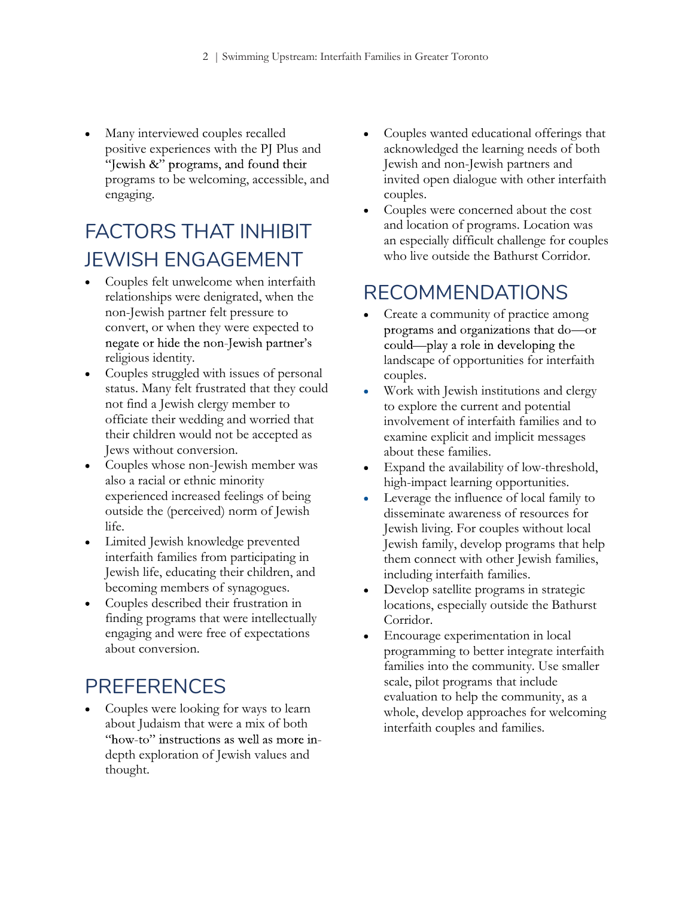- Many interviewed couples recalled positive experiences with the PJ Plus and "Jewish &" programs, and found their programs to be welcoming, accessible, and engaging.

## FACTORS THAT INHIBIT JEWISH ENGAGEMENT

- Couples felt unwelcome when interfaith relationships were denigrated, when the non-Jewish partner felt pressure to convert, or when they were expected to negate or hide the non-Jewish partner's religious identity.
- Couples struggled with issues of personal status. Many felt frustrated that they could not find a Jewish clergy member to officiate their wedding and worried that their children would not be accepted as Jews without conversion.
- Couples whose non-Jewish member was also a racial or ethnic minority experienced increased feelings of being outside the (perceived) norm of Jewish life.
- Limited Jewish knowledge prevented interfaith families from participating in Jewish life, educating their children, and becoming members of synagogues.
- Couples described their frustration in finding programs that were intellectually engaging and were free of expectations about conversion.

## PREFERENCES

- Couples were looking for ways to learn about Judaism that were a mix of both "how-to" instructions as well as more in-depth exploration of Jewish values and thought.
- Couples wanted educational offerings that acknowledged the learning needs of both Jewish and non-Jewish partners and invited open dialogue with other interfaith couples.
- Couples were concerned about the cost and location of programs. Location was an especially difficult challenge for couples who live outside the Bathurst Corridor.

## RECOMMENDATIONS

- Create a community of practice among programs and organizations that do—or could—play a role in developing the landscape of opportunities for interfaith couples.
- Work with Jewish institutions and clergy to explore the current and potential involvement of interfaith families and to examine explicit and implicit messages about these families.
- Expand the availability of low-threshold, high-impact learning opportunities.
- Leverage the influence of local family to disseminate awareness of resources for Jewish living. For couples without local Jewish family, develop programs that help them connect with other Jewish families, including interfaith families.
- Develop satellite programs in strategic locations, especially outside the Bathurst Corridor.
- Encourage experimentation in local programming to better integrate interfaith families into the community. Use smaller scale, pilot programs that include evaluation to help the community, as a whole, develop approaches for welcoming interfaith couples and families.